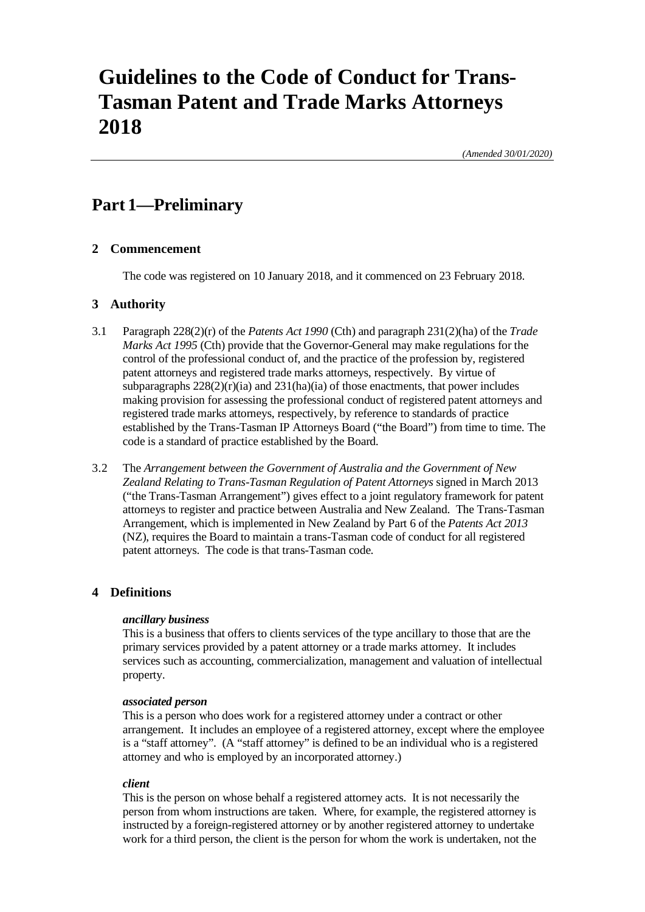# Guidelines to the Code of Conduct for Trans-Tasman Patent and Trade Marks Attorneys 2018

*(Amended 30/01/2020)*

## Part 1—Preliminary

### 2 Commencement

The code was registered on 10 January 2018, and it commenced on 23 February 2018.

### 3 Authority

3.1 Paragraph 228(2)(r) of the *Patents Act 1990* (Cth) and paragraph 231(2)(ha) of the *Trade Marks Act 1995* (Cth) provide that the Governor-General may make regulations for the control of the professional conduct of, and the practice of the profession by, registered patent attorneys and registered trade marks attorneys, respectively. By virtue of subparagraphs 228(2)(r)(ia) and 231(ha)(ia) of those enactments, that power includes making provision for assessing the professional conduct of registered patent attorneys and registered trade marks attorneys, respectively, by reference to standards of practice established by the Trans-Tasman IP Attorneys Board ("the Board") from time to time. The code is a standard of practice established by the Board.

3.2 The *Arrangement between the Government of Australia and the Government of New Zealand Relating to Trans-Tasman Regulation of Patent Attorneys* signed in March 2013 ("the Trans-Tasman Arrangement") gives effect to a joint regulatory framework for patent attorneys to register and practice between Australia and New Zealand. The Trans-Tasman Arrangement, which is implemented in New Zealand by Part 6 of the *Patents Act 2013* (NZ), requires the Board to maintain a trans-Tasman code of conduct for all registered patent attorneys. The code is that trans-Tasman code.

### 4 Definitions

***ancillary business***
This is a business that offers to clients services of the type ancillary to those that are the primary services provided by a patent attorney or a trade marks attorney. It includes services such as accounting, commercialization, management and valuation of intellectual property.

***associated person***
This is a person who does work for a registered attorney under a contract or other arrangement. It includes an employee of a registered attorney, except where the employee is a "staff attorney". (A "staff attorney" is defined to be an individual who is a registered attorney and who is employed by an incorporated attorney.)

***client***
This is the person on whose behalf a registered attorney acts. It is not necessarily the person from whom instructions are taken. Where, for example, the registered attorney is instructed by a foreign-registered attorney or by another registered attorney to undertake work for a third person, the client is the person for whom the work is undertaken, not the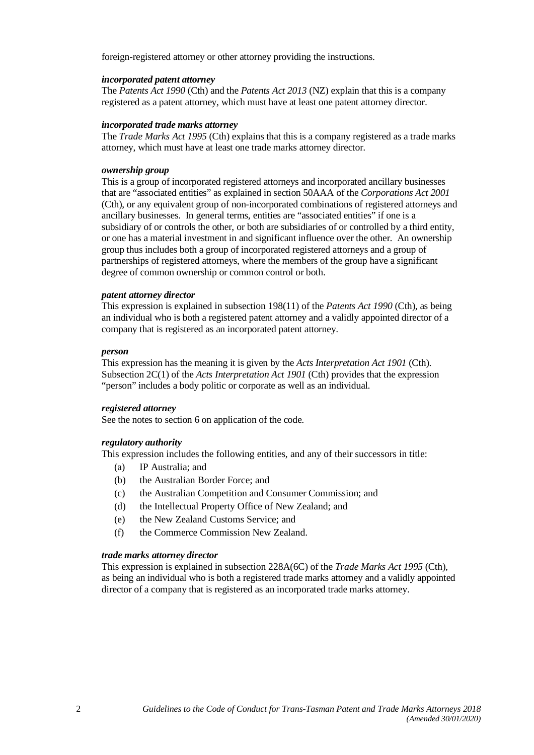foreign-registered attorney or other attorney providing the instructions.

***incorporated patent attorney***

The *Patents Act 1990* (Cth) and the *Patents Act 2013* (NZ) explain that this is a company registered as a patent attorney, which must have at least one patent attorney director.

***incorporated trade marks attorney***

The *Trade Marks Act 1995* (Cth) explains that this is a company registered as a trade marks attorney, which must have at least one trade marks attorney director.

***ownership group***

This is a group of incorporated registered attorneys and incorporated ancillary businesses that are "associated entities" as explained in section 50AAA of the *Corporations Act 2001* (Cth), or any equivalent group of non-incorporated combinations of registered attorneys and ancillary businesses. In general terms, entities are "associated entities" if one is a subsidiary of or controls the other, or both are subsidiaries of or controlled by a third entity, or one has a material investment in and significant influence over the other. An ownership group thus includes both a group of incorporated registered attorneys and a group of partnerships of registered attorneys, where the members of the group have a significant degree of common ownership or common control or both.

***patent attorney director***

This expression is explained in subsection 198(11) of the *Patents Act 1990* (Cth), as being an individual who is both a registered patent attorney and a validly appointed director of a company that is registered as an incorporated patent attorney.

***person***

This expression has the meaning it is given by the *Acts Interpretation Act 1901* (Cth). Subsection 2C(1) of the *Acts Interpretation Act 1901* (Cth) provides that the expression "person" includes a body politic or corporate as well as an individual.

***registered attorney***

See the notes to section 6 on application of the code.

***regulatory authority***

This expression includes the following entities, and any of their successors in title:

(a) IP Australia; and
(b) the Australian Border Force; and
(c) the Australian Competition and Consumer Commission; and
(d) the Intellectual Property Office of New Zealand; and
(e) the New Zealand Customs Service; and
(f) the Commerce Commission New Zealand.

***trade marks attorney director***

This expression is explained in subsection 228A(6C) of the *Trade Marks Act 1995* (Cth), as being an individual who is both a registered trade marks attorney and a validly appointed director of a company that is registered as an incorporated trade marks attorney.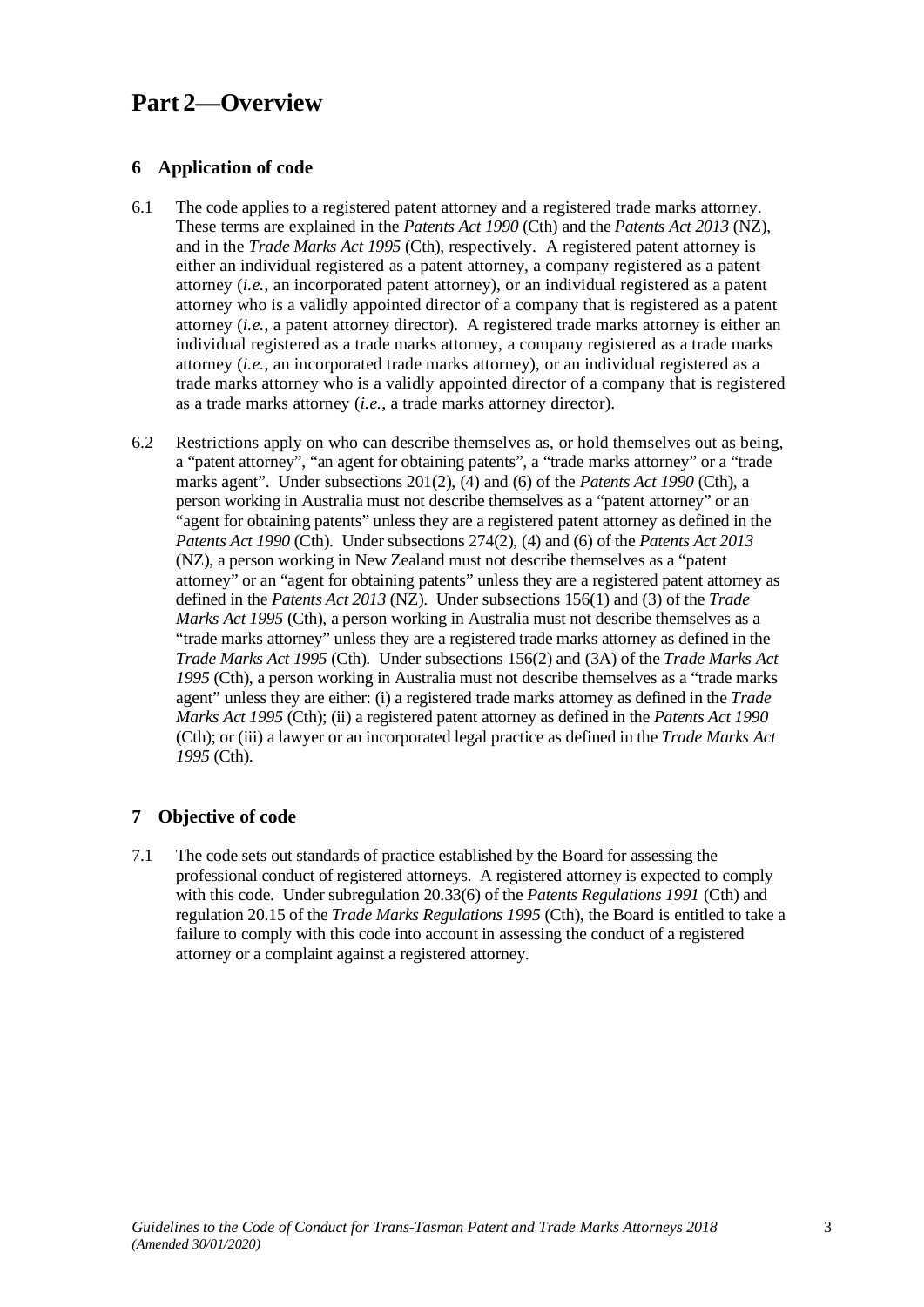# Part 2—Overview

## 6 Application of code

6.1 The code applies to a registered patent attorney and a registered trade marks attorney. These terms are explained in the *Patents Act 1990* (Cth) and the *Patents Act 2013* (NZ), and in the *Trade Marks Act 1995* (Cth), respectively. A registered patent attorney is either an individual registered as a patent attorney, a company registered as a patent attorney (*i.e.*, an incorporated patent attorney), or an individual registered as a patent attorney who is a validly appointed director of a company that is registered as a patent attorney (*i.e.*, a patent attorney director). A registered trade marks attorney is either an individual registered as a trade marks attorney, a company registered as a trade marks attorney (*i.e.*, an incorporated trade marks attorney), or an individual registered as a trade marks attorney who is a validly appointed director of a company that is registered as a trade marks attorney (*i.e.*, a trade marks attorney director).

6.2 Restrictions apply on who can describe themselves as, or hold themselves out as being, a "patent attorney", "an agent for obtaining patents", a "trade marks attorney" or a "trade marks agent". Under subsections 201(2), (4) and (6) of the *Patents Act 1990* (Cth), a person working in Australia must not describe themselves as a "patent attorney" or an "agent for obtaining patents" unless they are a registered patent attorney as defined in the *Patents Act 1990* (Cth). Under subsections 274(2), (4) and (6) of the *Patents Act 2013* (NZ), a person working in New Zealand must not describe themselves as a "patent attorney" or an "agent for obtaining patents" unless they are a registered patent attorney as defined in the *Patents Act 2013* (NZ). Under subsections 156(1) and (3) of the *Trade Marks Act 1995* (Cth), a person working in Australia must not describe themselves as a "trade marks attorney" unless they are a registered trade marks attorney as defined in the *Trade Marks Act 1995* (Cth). Under subsections 156(2) and (3A) of the *Trade Marks Act 1995* (Cth), a person working in Australia must not describe themselves as a "trade marks agent" unless they are either: (i) a registered trade marks attorney as defined in the *Trade Marks Act 1995* (Cth); (ii) a registered patent attorney as defined in the *Patents Act 1990* (Cth); or (iii) a lawyer or an incorporated legal practice as defined in the *Trade Marks Act 1995* (Cth).

## 7 Objective of code

7.1 The code sets out standards of practice established by the Board for assessing the professional conduct of registered attorneys. A registered attorney is expected to comply with this code. Under subregulation 20.33(6) of the *Patents Regulations 1991* (Cth) and regulation 20.15 of the *Trade Marks Regulations 1995* (Cth), the Board is entitled to take a failure to comply with this code into account in assessing the conduct of a registered attorney or a complaint against a registered attorney.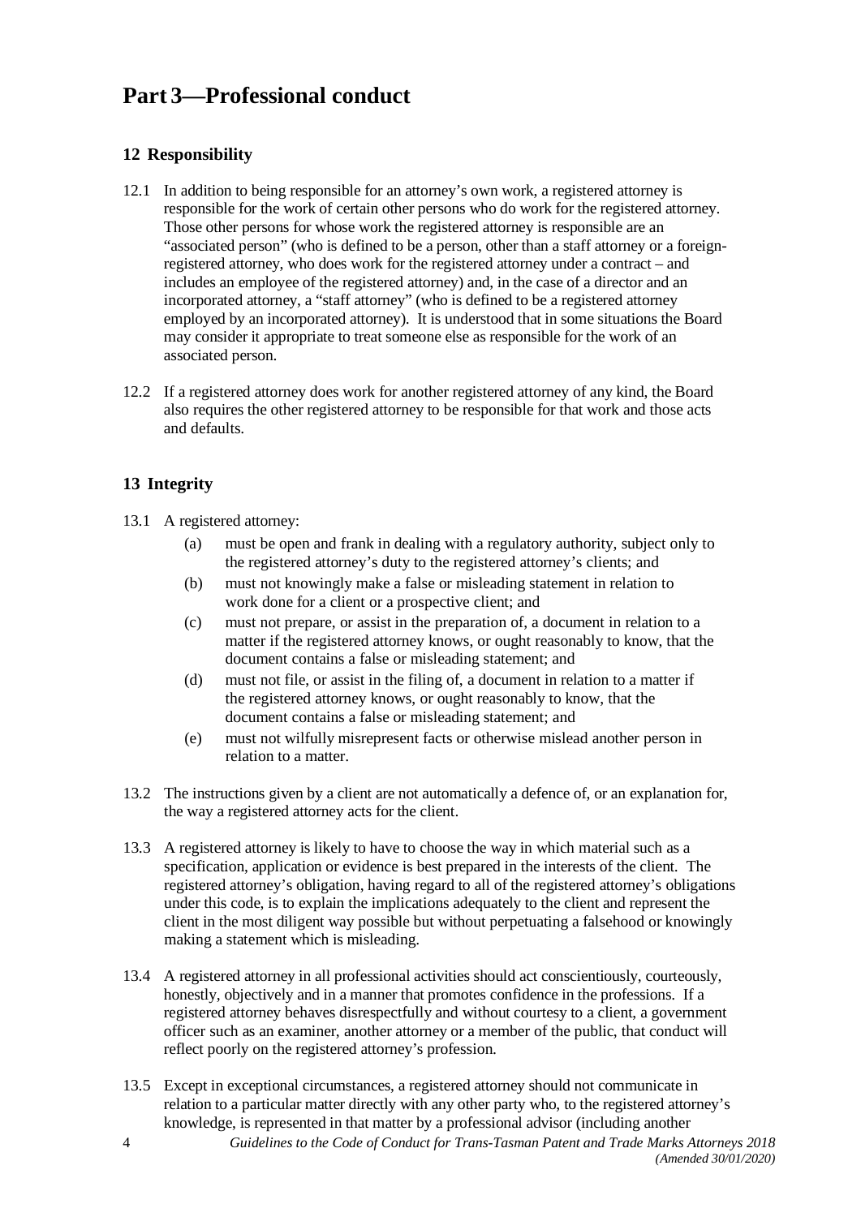# Part 3—Professional conduct

## 12 Responsibility

12.1 In addition to being responsible for an attorney's own work, a registered attorney is responsible for the work of certain other persons who do work for the registered attorney. Those other persons for whose work the registered attorney is responsible are an "associated person" (who is defined to be a person, other than a staff attorney or a foreign-registered attorney, who does work for the registered attorney under a contract – and includes an employee of the registered attorney) and, in the case of a director and an incorporated attorney, a "staff attorney" (who is defined to be a registered attorney employed by an incorporated attorney). It is understood that in some situations the Board may consider it appropriate to treat someone else as responsible for the work of an associated person.

12.2 If a registered attorney does work for another registered attorney of any kind, the Board also requires the other registered attorney to be responsible for that work and those acts and defaults.

## 13 Integrity

13.1 A registered attorney:

- (a) must be open and frank in dealing with a regulatory authority, subject only to the registered attorney's duty to the registered attorney's clients; and
- (b) must not knowingly make a false or misleading statement in relation to work done for a client or a prospective client; and
- (c) must not prepare, or assist in the preparation of, a document in relation to a matter if the registered attorney knows, or ought reasonably to know, that the document contains a false or misleading statement; and
- (d) must not file, or assist in the filing of, a document in relation to a matter if the registered attorney knows, or ought reasonably to know, that the document contains a false or misleading statement; and
- (e) must not wilfully misrepresent facts or otherwise mislead another person in relation to a matter.

13.2 The instructions given by a client are not automatically a defence of, or an explanation for, the way a registered attorney acts for the client.

13.3 A registered attorney is likely to have to choose the way in which material such as a specification, application or evidence is best prepared in the interests of the client. The registered attorney's obligation, having regard to all of the registered attorney's obligations under this code, is to explain the implications adequately to the client and represent the client in the most diligent way possible but without perpetuating a falsehood or knowingly making a statement which is misleading.

13.4 A registered attorney in all professional activities should act conscientiously, courteously, honestly, objectively and in a manner that promotes confidence in the professions. If a registered attorney behaves disrespectfully and without courtesy to a client, a government officer such as an examiner, another attorney or a member of the public, that conduct will reflect poorly on the registered attorney's profession.

13.5 Except in exceptional circumstances, a registered attorney should not communicate in relation to a particular matter directly with any other party who, to the registered attorney's knowledge, is represented in that matter by a professional advisor (including another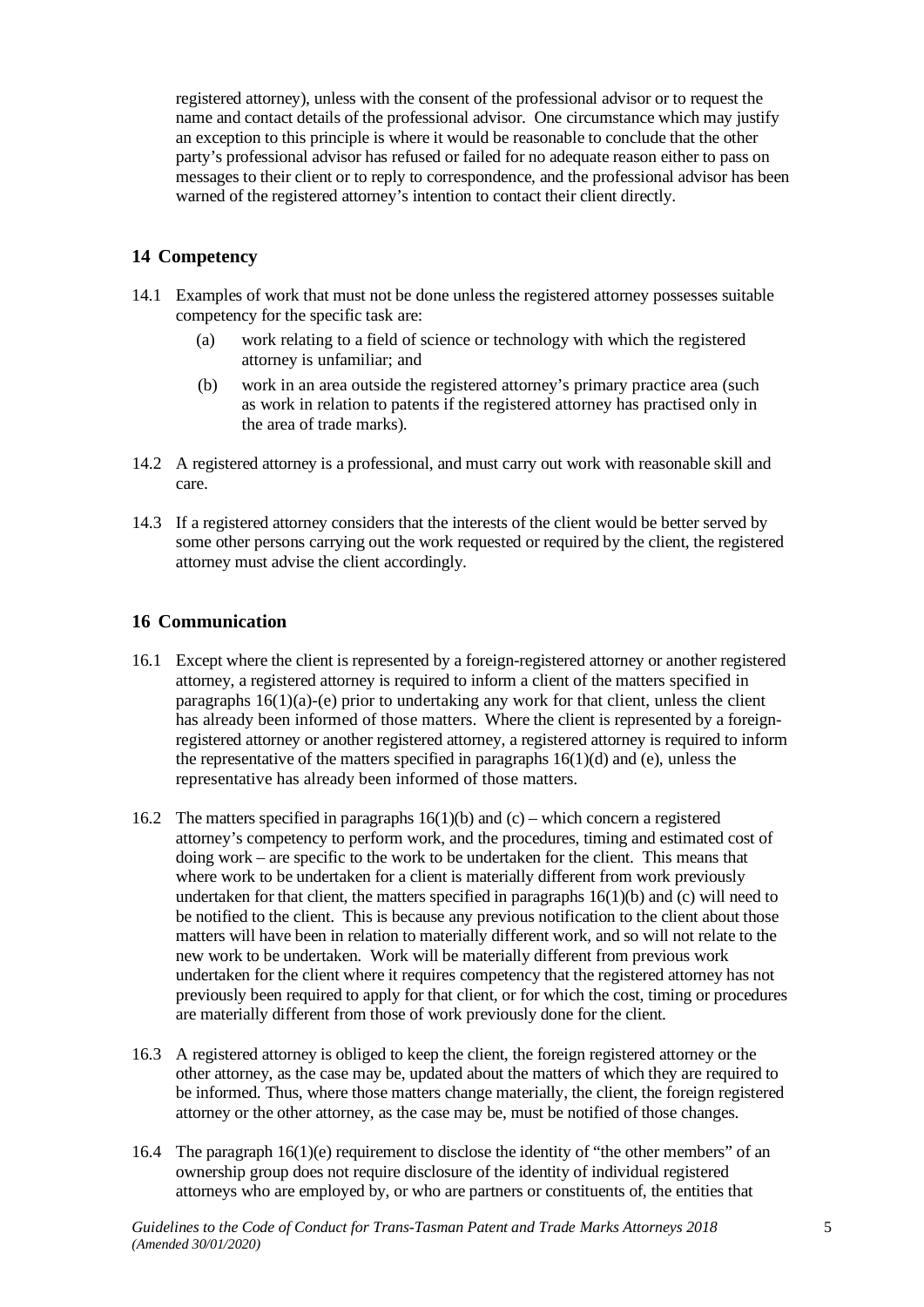registered attorney), unless with the consent of the professional advisor or to request the name and contact details of the professional advisor. One circumstance which may justify an exception to this principle is where it would be reasonable to conclude that the other party's professional advisor has refused or failed for no adequate reason either to pass on messages to their client or to reply to correspondence, and the professional advisor has been warned of the registered attorney's intention to contact their client directly.

## 14 Competency

14.1 Examples of work that must not be done unless the registered attorney possesses suitable competency for the specific task are:

- (a) work relating to a field of science or technology with which the registered attorney is unfamiliar; and
- (b) work in an area outside the registered attorney's primary practice area (such as work in relation to patents if the registered attorney has practised only in the area of trade marks).

14.2 A registered attorney is a professional, and must carry out work with reasonable skill and care.

14.3 If a registered attorney considers that the interests of the client would be better served by some other persons carrying out the work requested or required by the client, the registered attorney must advise the client accordingly.

## 16 Communication

16.1 Except where the client is represented by a foreign-registered attorney or another registered attorney, a registered attorney is required to inform a client of the matters specified in paragraphs 16(1)(a)-(e) prior to undertaking any work for that client, unless the client has already been informed of those matters. Where the client is represented by a foreign-registered attorney or another registered attorney, a registered attorney is required to inform the representative of the matters specified in paragraphs 16(1)(d) and (e), unless the representative has already been informed of those matters.

16.2 The matters specified in paragraphs 16(1)(b) and (c) – which concern a registered attorney's competency to perform work, and the procedures, timing and estimated cost of doing work – are specific to the work to be undertaken for the client. This means that where work to be undertaken for a client is materially different from work previously undertaken for that client, the matters specified in paragraphs 16(1)(b) and (c) will need to be notified to the client. This is because any previous notification to the client about those matters will have been in relation to materially different work, and so will not relate to the new work to be undertaken. Work will be materially different from previous work undertaken for the client where it requires competency that the registered attorney has not previously been required to apply for that client, or for which the cost, timing or procedures are materially different from those of work previously done for the client.

16.3 A registered attorney is obliged to keep the client, the foreign registered attorney or the other attorney, as the case may be, updated about the matters of which they are required to be informed. Thus, where those matters change materially, the client, the foreign registered attorney or the other attorney, as the case may be, must be notified of those changes.

16.4 The paragraph 16(1)(e) requirement to disclose the identity of "the other members" of an ownership group does not require disclosure of the identity of individual registered attorneys who are employed by, or who are partners or constituents of, the entities that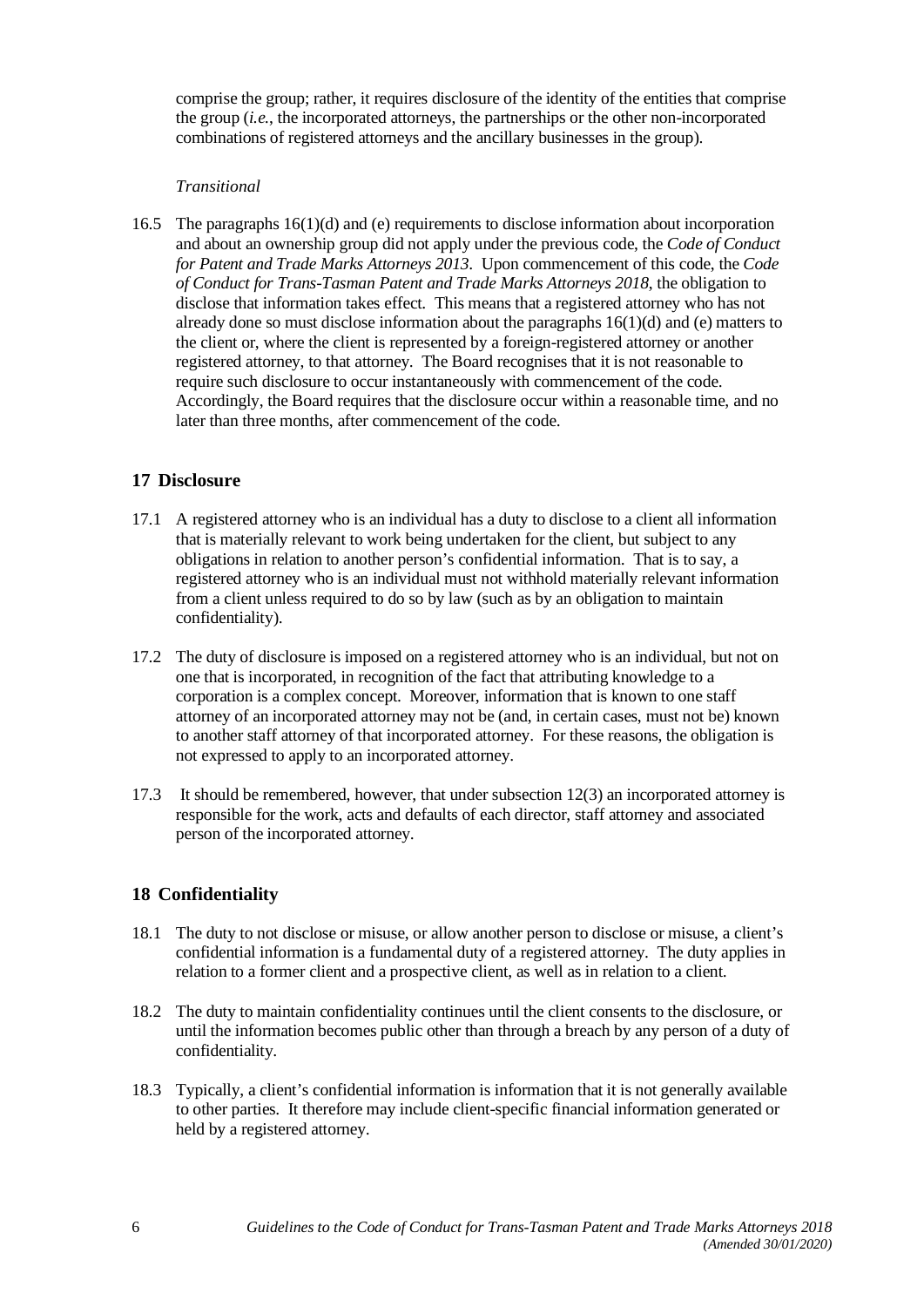comprise the group; rather, it requires disclosure of the identity of the entities that comprise the group (*i.e.*, the incorporated attorneys, the partnerships or the other non-incorporated combinations of registered attorneys and the ancillary businesses in the group).

*Transitional*

16.5 The paragraphs 16(1)(d) and (e) requirements to disclose information about incorporation and about an ownership group did not apply under the previous code, the *Code of Conduct for Patent and Trade Marks Attorneys 2013*. Upon commencement of this code, the *Code of Conduct for Trans-Tasman Patent and Trade Marks Attorneys 2018*, the obligation to disclose that information takes effect. This means that a registered attorney who has not already done so must disclose information about the paragraphs 16(1)(d) and (e) matters to the client or, where the client is represented by a foreign-registered attorney or another registered attorney, to that attorney. The Board recognises that it is not reasonable to require such disclosure to occur instantaneously with commencement of the code. Accordingly, the Board requires that the disclosure occur within a reasonable time, and no later than three months, after commencement of the code.

## 17 Disclosure

17.1 A registered attorney who is an individual has a duty to disclose to a client all information that is materially relevant to work being undertaken for the client, but subject to any obligations in relation to another person's confidential information. That is to say, a registered attorney who is an individual must not withhold materially relevant information from a client unless required to do so by law (such as by an obligation to maintain confidentiality).

17.2 The duty of disclosure is imposed on a registered attorney who is an individual, but not on one that is incorporated, in recognition of the fact that attributing knowledge to a corporation is a complex concept. Moreover, information that is known to one staff attorney of an incorporated attorney may not be (and, in certain cases, must not be) known to another staff attorney of that incorporated attorney. For these reasons, the obligation is not expressed to apply to an incorporated attorney.

17.3 It should be remembered, however, that under subsection 12(3) an incorporated attorney is responsible for the work, acts and defaults of each director, staff attorney and associated person of the incorporated attorney.

## 18 Confidentiality

18.1 The duty to not disclose or misuse, or allow another person to disclose or misuse, a client's confidential information is a fundamental duty of a registered attorney. The duty applies in relation to a former client and a prospective client, as well as in relation to a client.

18.2 The duty to maintain confidentiality continues until the client consents to the disclosure, or until the information becomes public other than through a breach by any person of a duty of confidentiality.

18.3 Typically, a client's confidential information is information that it is not generally available to other parties. It therefore may include client-specific financial information generated or held by a registered attorney.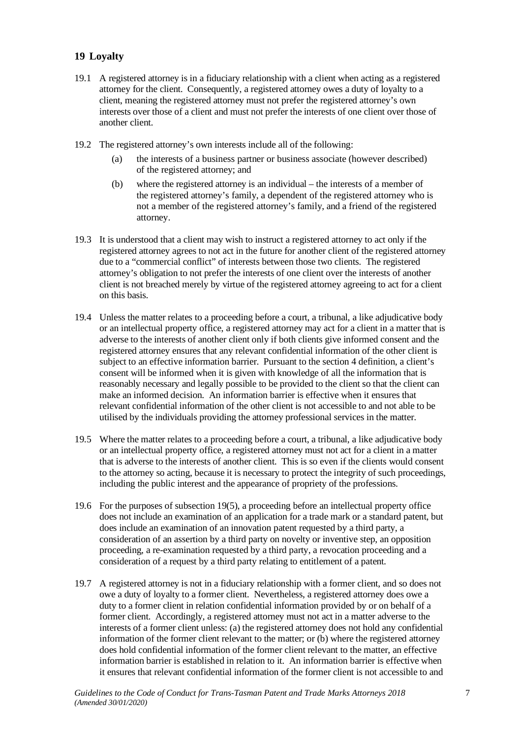## 19 Loyalty

19.1 A registered attorney is in a fiduciary relationship with a client when acting as a registered attorney for the client. Consequently, a registered attorney owes a duty of loyalty to a client, meaning the registered attorney must not prefer the registered attorney's own interests over those of a client and must not prefer the interests of one client over those of another client.

19.2 The registered attorney's own interests include all of the following:

- (a) the interests of a business partner or business associate (however described) of the registered attorney; and
- (b) where the registered attorney is an individual – the interests of a member of the registered attorney's family, a dependent of the registered attorney who is not a member of the registered attorney's family, and a friend of the registered attorney.

19.3 It is understood that a client may wish to instruct a registered attorney to act only if the registered attorney agrees to not act in the future for another client of the registered attorney due to a "commercial conflict" of interests between those two clients. The registered attorney's obligation to not prefer the interests of one client over the interests of another client is not breached merely by virtue of the registered attorney agreeing to act for a client on this basis.

19.4 Unless the matter relates to a proceeding before a court, a tribunal, a like adjudicative body or an intellectual property office, a registered attorney may act for a client in a matter that is adverse to the interests of another client only if both clients give informed consent and the registered attorney ensures that any relevant confidential information of the other client is subject to an effective information barrier. Pursuant to the section 4 definition, a client's consent will be informed when it is given with knowledge of all the information that is reasonably necessary and legally possible to be provided to the client so that the client can make an informed decision. An information barrier is effective when it ensures that relevant confidential information of the other client is not accessible to and not able to be utilised by the individuals providing the attorney professional services in the matter.

19.5 Where the matter relates to a proceeding before a court, a tribunal, a like adjudicative body or an intellectual property office, a registered attorney must not act for a client in a matter that is adverse to the interests of another client. This is so even if the clients would consent to the attorney so acting, because it is necessary to protect the integrity of such proceedings, including the public interest and the appearance of propriety of the professions.

19.6 For the purposes of subsection 19(5), a proceeding before an intellectual property office does not include an examination of an application for a trade mark or a standard patent, but does include an examination of an innovation patent requested by a third party, a consideration of an assertion by a third party on novelty or inventive step, an opposition proceeding, a re-examination requested by a third party, a revocation proceeding and a consideration of a request by a third party relating to entitlement of a patent.

19.7 A registered attorney is not in a fiduciary relationship with a former client, and so does not owe a duty of loyalty to a former client. Nevertheless, a registered attorney does owe a duty to a former client in relation confidential information provided by or on behalf of a former client. Accordingly, a registered attorney must not act in a matter adverse to the interests of a former client unless: (a) the registered attorney does not hold any confidential information of the former client relevant to the matter; or (b) where the registered attorney does hold confidential information of the former client relevant to the matter, an effective information barrier is established in relation to it. An information barrier is effective when it ensures that relevant confidential information of the former client is not accessible to and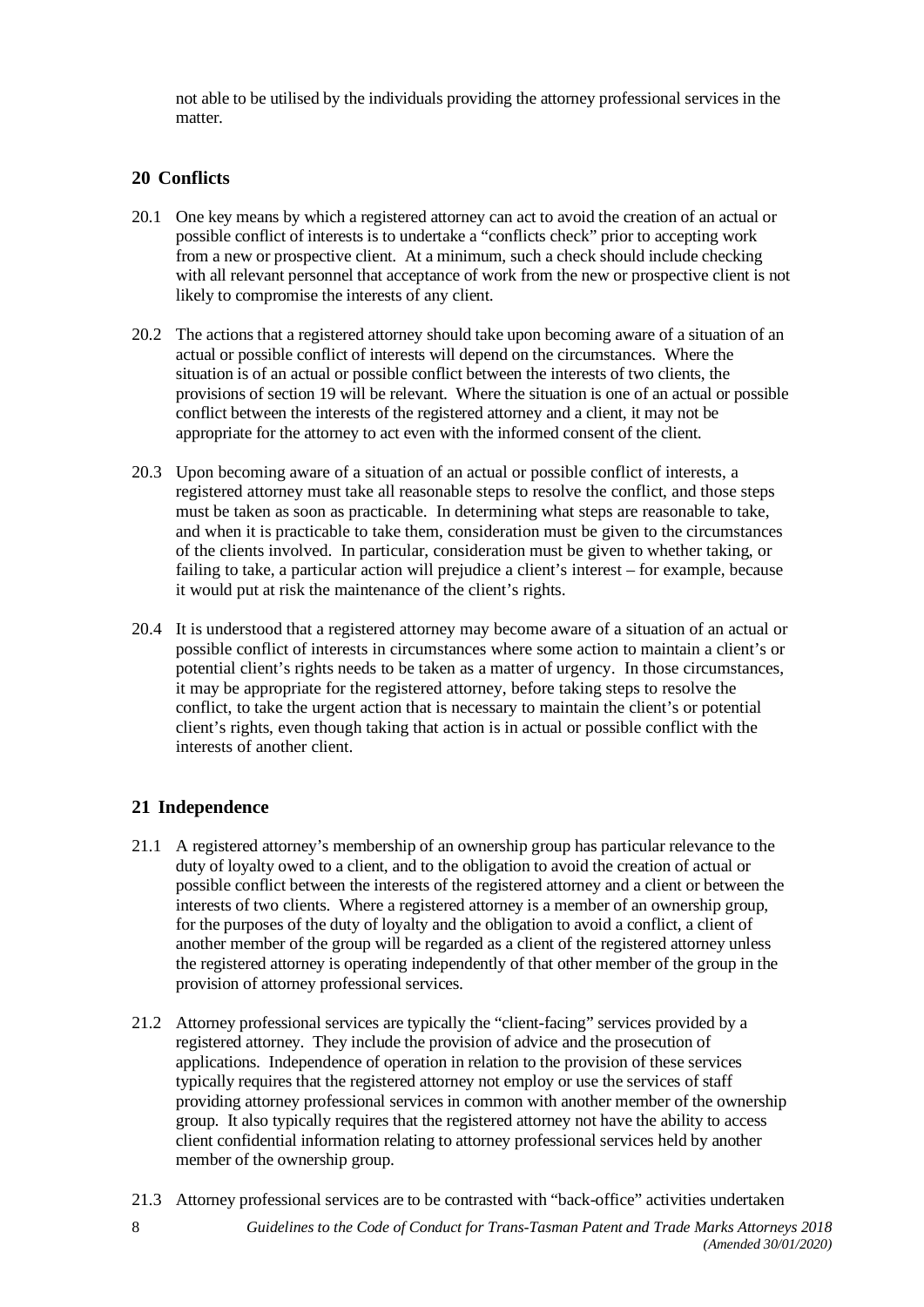not able to be utilised by the individuals providing the attorney professional services in the matter.

## 20 Conflicts

20.1 One key means by which a registered attorney can act to avoid the creation of an actual or possible conflict of interests is to undertake a "conflicts check" prior to accepting work from a new or prospective client. At a minimum, such a check should include checking with all relevant personnel that acceptance of work from the new or prospective client is not likely to compromise the interests of any client.

20.2 The actions that a registered attorney should take upon becoming aware of a situation of an actual or possible conflict of interests will depend on the circumstances. Where the situation is of an actual or possible conflict between the interests of two clients, the provisions of section 19 will be relevant. Where the situation is one of an actual or possible conflict between the interests of the registered attorney and a client, it may not be appropriate for the attorney to act even with the informed consent of the client.

20.3 Upon becoming aware of a situation of an actual or possible conflict of interests, a registered attorney must take all reasonable steps to resolve the conflict, and those steps must be taken as soon as practicable. In determining what steps are reasonable to take, and when it is practicable to take them, consideration must be given to the circumstances of the clients involved. In particular, consideration must be given to whether taking, or failing to take, a particular action will prejudice a client's interest – for example, because it would put at risk the maintenance of the client's rights.

20.4 It is understood that a registered attorney may become aware of a situation of an actual or possible conflict of interests in circumstances where some action to maintain a client's or potential client's rights needs to be taken as a matter of urgency. In those circumstances, it may be appropriate for the registered attorney, before taking steps to resolve the conflict, to take the urgent action that is necessary to maintain the client's or potential client's rights, even though taking that action is in actual or possible conflict with the interests of another client.

## 21 Independence

21.1 A registered attorney's membership of an ownership group has particular relevance to the duty of loyalty owed to a client, and to the obligation to avoid the creation of actual or possible conflict between the interests of the registered attorney and a client or between the interests of two clients. Where a registered attorney is a member of an ownership group, for the purposes of the duty of loyalty and the obligation to avoid a conflict, a client of another member of the group will be regarded as a client of the registered attorney unless the registered attorney is operating independently of that other member of the group in the provision of attorney professional services.

21.2 Attorney professional services are typically the "client-facing" services provided by a registered attorney. They include the provision of advice and the prosecution of applications. Independence of operation in relation to the provision of these services typically requires that the registered attorney not employ or use the services of staff providing attorney professional services in common with another member of the ownership group. It also typically requires that the registered attorney not have the ability to access client confidential information relating to attorney professional services held by another member of the ownership group.

21.3 Attorney professional services are to be contrasted with "back-office" activities undertaken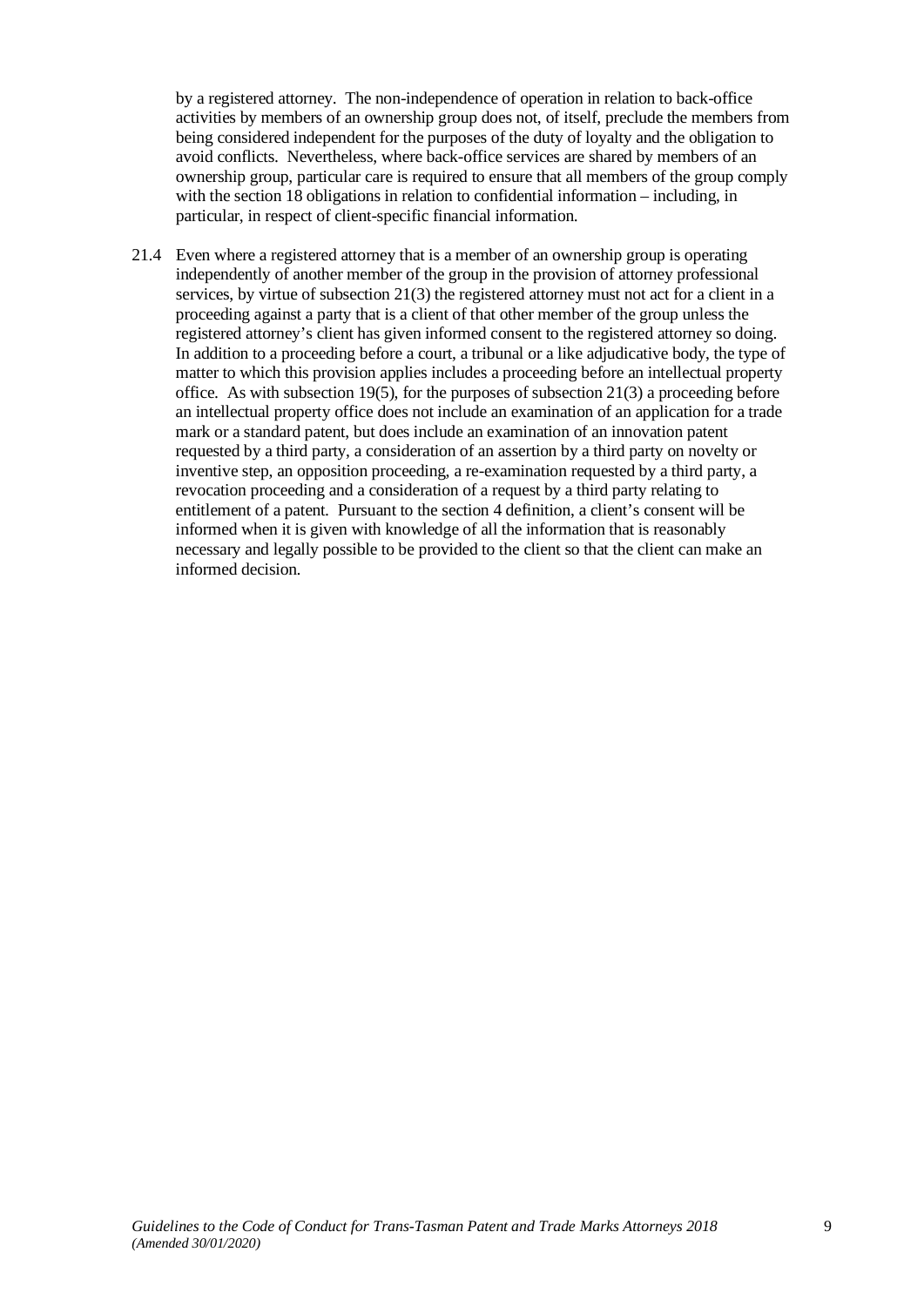by a registered attorney. The non-independence of operation in relation to back-office activities by members of an ownership group does not, of itself, preclude the members from being considered independent for the purposes of the duty of loyalty and the obligation to avoid conflicts. Nevertheless, where back-office services are shared by members of an ownership group, particular care is required to ensure that all members of the group comply with the section 18 obligations in relation to confidential information – including, in particular, in respect of client-specific financial information.

21.4 Even where a registered attorney that is a member of an ownership group is operating independently of another member of the group in the provision of attorney professional services, by virtue of subsection 21(3) the registered attorney must not act for a client in a proceeding against a party that is a client of that other member of the group unless the registered attorney's client has given informed consent to the registered attorney so doing. In addition to a proceeding before a court, a tribunal or a like adjudicative body, the type of matter to which this provision applies includes a proceeding before an intellectual property office. As with subsection 19(5), for the purposes of subsection 21(3) a proceeding before an intellectual property office does not include an examination of an application for a trade mark or a standard patent, but does include an examination of an innovation patent requested by a third party, a consideration of an assertion by a third party on novelty or inventive step, an opposition proceeding, a re-examination requested by a third party, a revocation proceeding and a consideration of a request by a third party relating to entitlement of a patent. Pursuant to the section 4 definition, a client's consent will be informed when it is given with knowledge of all the information that is reasonably necessary and legally possible to be provided to the client so that the client can make an informed decision.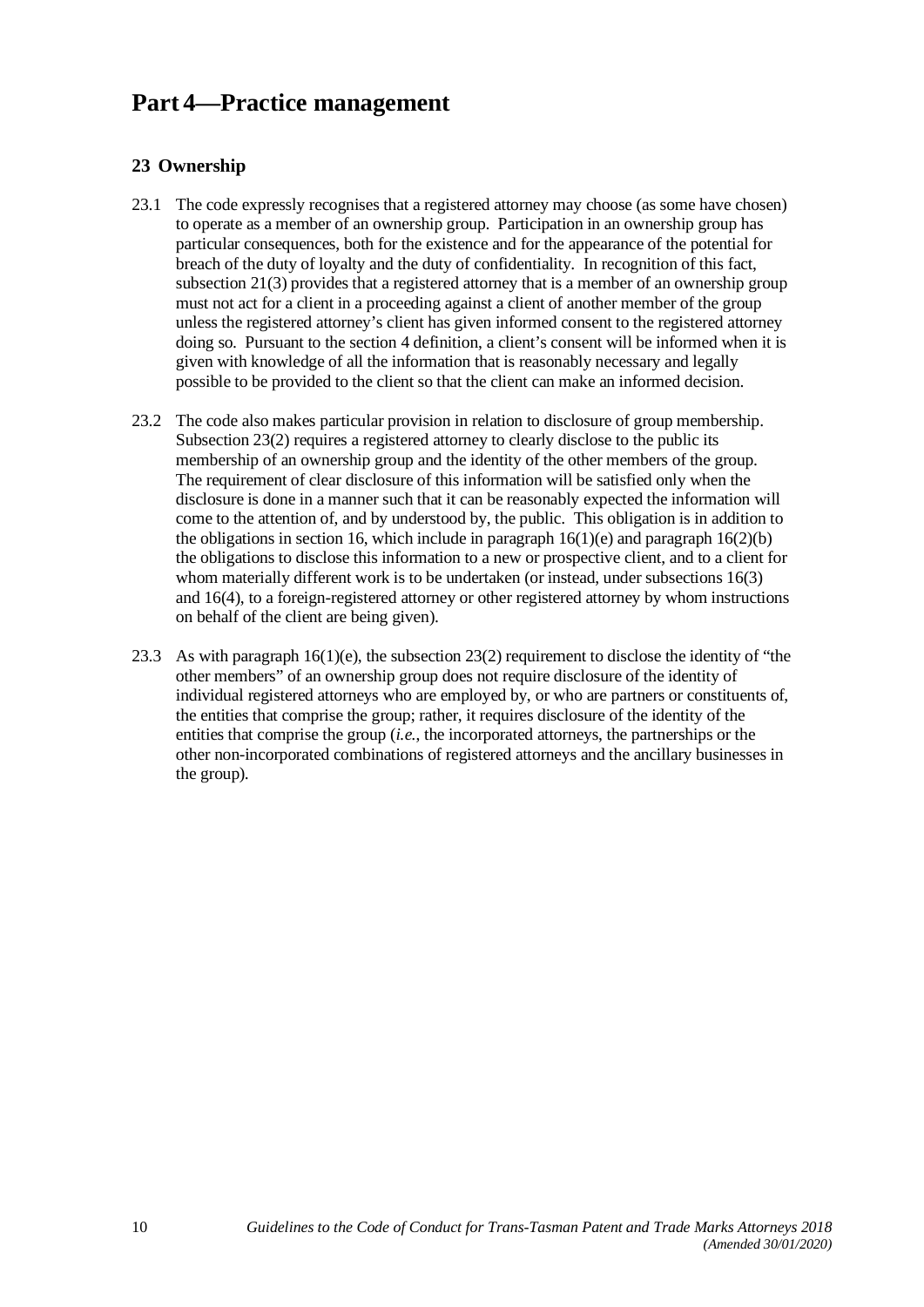# Part 4—Practice management

## 23 Ownership

23.1 The code expressly recognises that a registered attorney may choose (as some have chosen) to operate as a member of an ownership group. Participation in an ownership group has particular consequences, both for the existence and for the appearance of the potential for breach of the duty of loyalty and the duty of confidentiality. In recognition of this fact, subsection 21(3) provides that a registered attorney that is a member of an ownership group must not act for a client in a proceeding against a client of another member of the group unless the registered attorney's client has given informed consent to the registered attorney doing so. Pursuant to the section 4 definition, a client's consent will be informed when it is given with knowledge of all the information that is reasonably necessary and legally possible to be provided to the client so that the client can make an informed decision.

23.2 The code also makes particular provision in relation to disclosure of group membership. Subsection 23(2) requires a registered attorney to clearly disclose to the public its membership of an ownership group and the identity of the other members of the group. The requirement of clear disclosure of this information will be satisfied only when the disclosure is done in a manner such that it can be reasonably expected the information will come to the attention of, and by understood by, the public. This obligation is in addition to the obligations in section 16, which include in paragraph 16(1)(e) and paragraph 16(2)(b) the obligations to disclose this information to a new or prospective client, and to a client for whom materially different work is to be undertaken (or instead, under subsections 16(3) and 16(4), to a foreign-registered attorney or other registered attorney by whom instructions on behalf of the client are being given).

23.3 As with paragraph 16(1)(e), the subsection 23(2) requirement to disclose the identity of "the other members" of an ownership group does not require disclosure of the identity of individual registered attorneys who are employed by, or who are partners or constituents of, the entities that comprise the group; rather, it requires disclosure of the identity of the entities that comprise the group (*i.e.*, the incorporated attorneys, the partnerships or the other non-incorporated combinations of registered attorneys and the ancillary businesses in the group).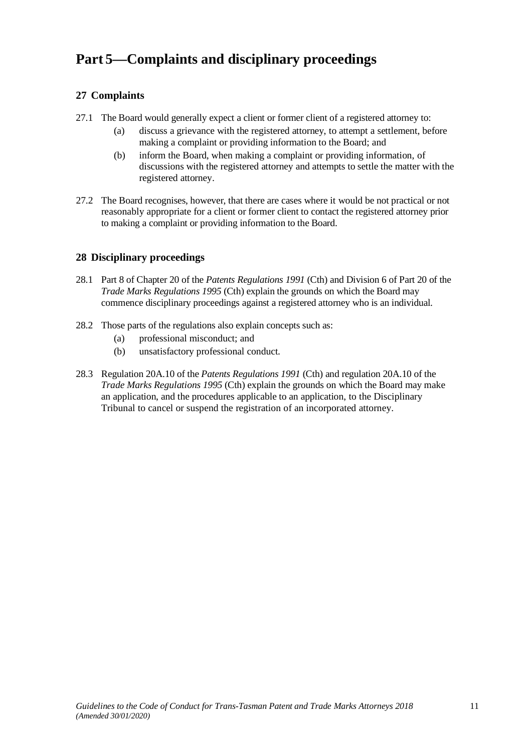# Part 5—Complaints and disciplinary proceedings

## 27 Complaints

27.1 The Board would generally expect a client or former client of a registered attorney to:

(a) discuss a grievance with the registered attorney, to attempt a settlement, before making a complaint or providing information to the Board; and

(b) inform the Board, when making a complaint or providing information, of discussions with the registered attorney and attempts to settle the matter with the registered attorney.

27.2 The Board recognises, however, that there are cases where it would be not practical or not reasonably appropriate for a client or former client to contact the registered attorney prior to making a complaint or providing information to the Board.

## 28 Disciplinary proceedings

28.1 Part 8 of Chapter 20 of the *Patents Regulations 1991* (Cth) and Division 6 of Part 20 of the *Trade Marks Regulations 1995* (Cth) explain the grounds on which the Board may commence disciplinary proceedings against a registered attorney who is an individual.

28.2 Those parts of the regulations also explain concepts such as:

(a) professional misconduct; and

(b) unsatisfactory professional conduct.

28.3 Regulation 20A.10 of the *Patents Regulations 1991* (Cth) and regulation 20A.10 of the *Trade Marks Regulations 1995* (Cth) explain the grounds on which the Board may make an application, and the procedures applicable to an application, to the Disciplinary Tribunal to cancel or suspend the registration of an incorporated attorney.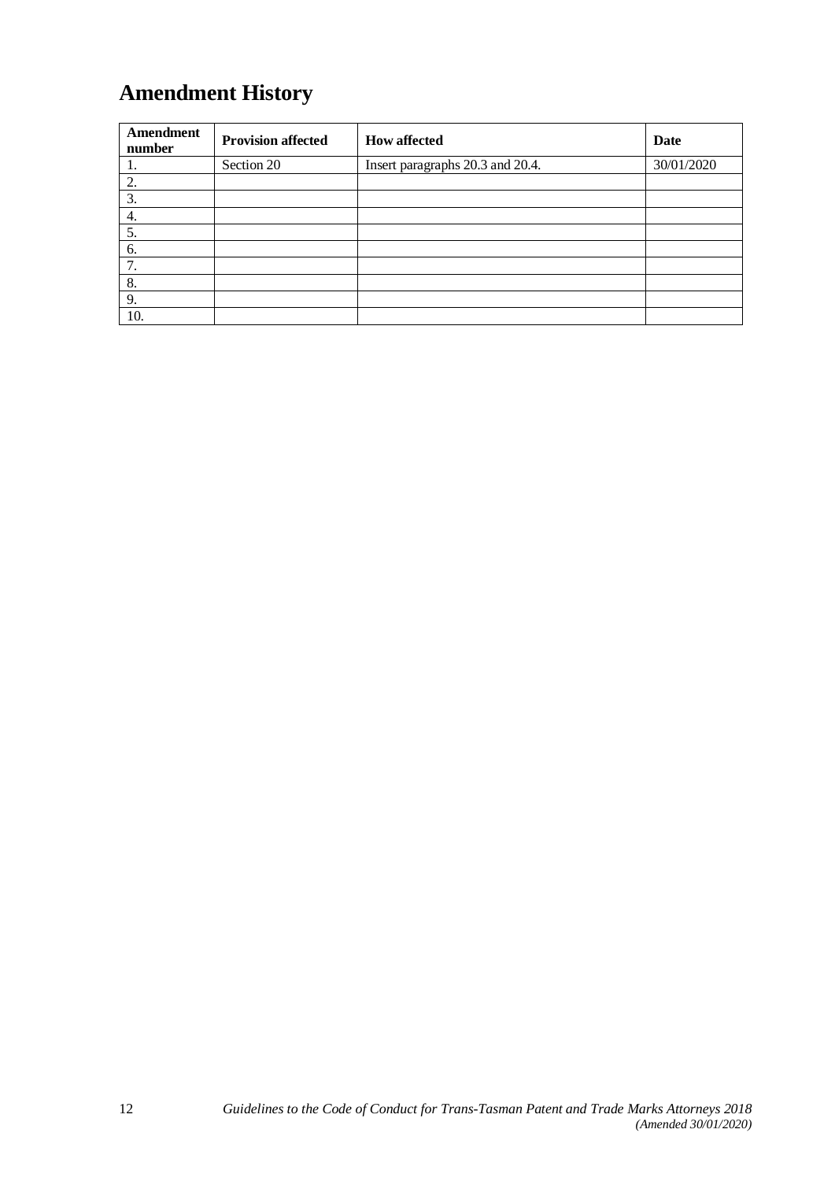# Amendment History

| Amendment number | Provision affected | How affected | Date |
|---|---|---|---|
| 1. | Section 20 | Insert paragraphs 20.3 and 20.4. | 30/01/2020 |
| 2. | | | |
| 3. | | | |
| 4. | | | |
| 5. | | | |
| 6. | | | |
| 7. | | | |
| 8. | | | |
| 9. | | | |
| 10. | | | |